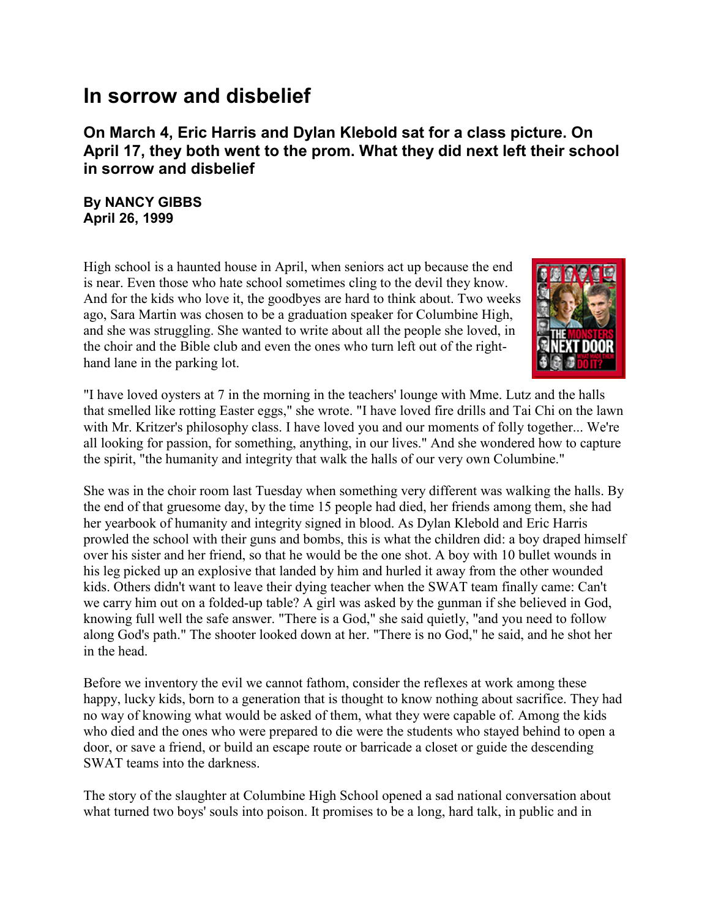# In sorrow and disbelief

### On March 4, Eric Harris and Dylan Klebold sat for a class picture. On April 17, they both went to the prom. What they did next left their school in sorrow and disbelief

**By NANCY GIBBS**
**April 26, 1999**

High school is a haunted house in April, when seniors act up because the end is near. Even those who hate school sometimes cling to the devil they know. And for the kids who love it, the goodbyes are hard to think about. Two weeks ago, Sara Martin was chosen to be a graduation speaker for Columbine High, and she was struggling. She wanted to write about all the people she loved, in the choir and the Bible club and even the ones who turn left out of the right-hand lane in the parking lot.

"I have loved oysters at 7 in the morning in the teachers' lounge with Mme. Lutz and the halls that smelled like rotting Easter eggs," she wrote. "I have loved fire drills and Tai Chi on the lawn with Mr. Kritzer's philosophy class. I have loved you and our moments of folly together... We're all looking for passion, for something, anything, in our lives." And she wondered how to capture the spirit, "the humanity and integrity that walk the halls of our very own Columbine."

She was in the choir room last Tuesday when something very different was walking the halls. By the end of that gruesome day, by the time 15 people had died, her friends among them, she had her yearbook of humanity and integrity signed in blood. As Dylan Klebold and Eric Harris prowled the school with their guns and bombs, this is what the children did: a boy draped himself over his sister and her friend, so that he would be the one shot. A boy with 10 bullet wounds in his leg picked up an explosive that landed by him and hurled it away from the other wounded kids. Others didn't want to leave their dying teacher when the SWAT team finally came: Can't we carry him out on a folded-up table? A girl was asked by the gunman if she believed in God, knowing full well the safe answer. "There is a God," she said quietly, "and you need to follow along God's path." The shooter looked down at her. "There is no God," he said, and he shot her in the head.

Before we inventory the evil we cannot fathom, consider the reflexes at work among these happy, lucky kids, born to a generation that is thought to know nothing about sacrifice. They had no way of knowing what would be asked of them, what they were capable of. Among the kids who died and the ones who were prepared to die were the students who stayed behind to open a door, or save a friend, or build an escape route or barricade a closet or guide the descending SWAT teams into the darkness.

The story of the slaughter at Columbine High School opened a sad national conversation about what turned two boys' souls into poison. It promises to be a long, hard talk, in public and in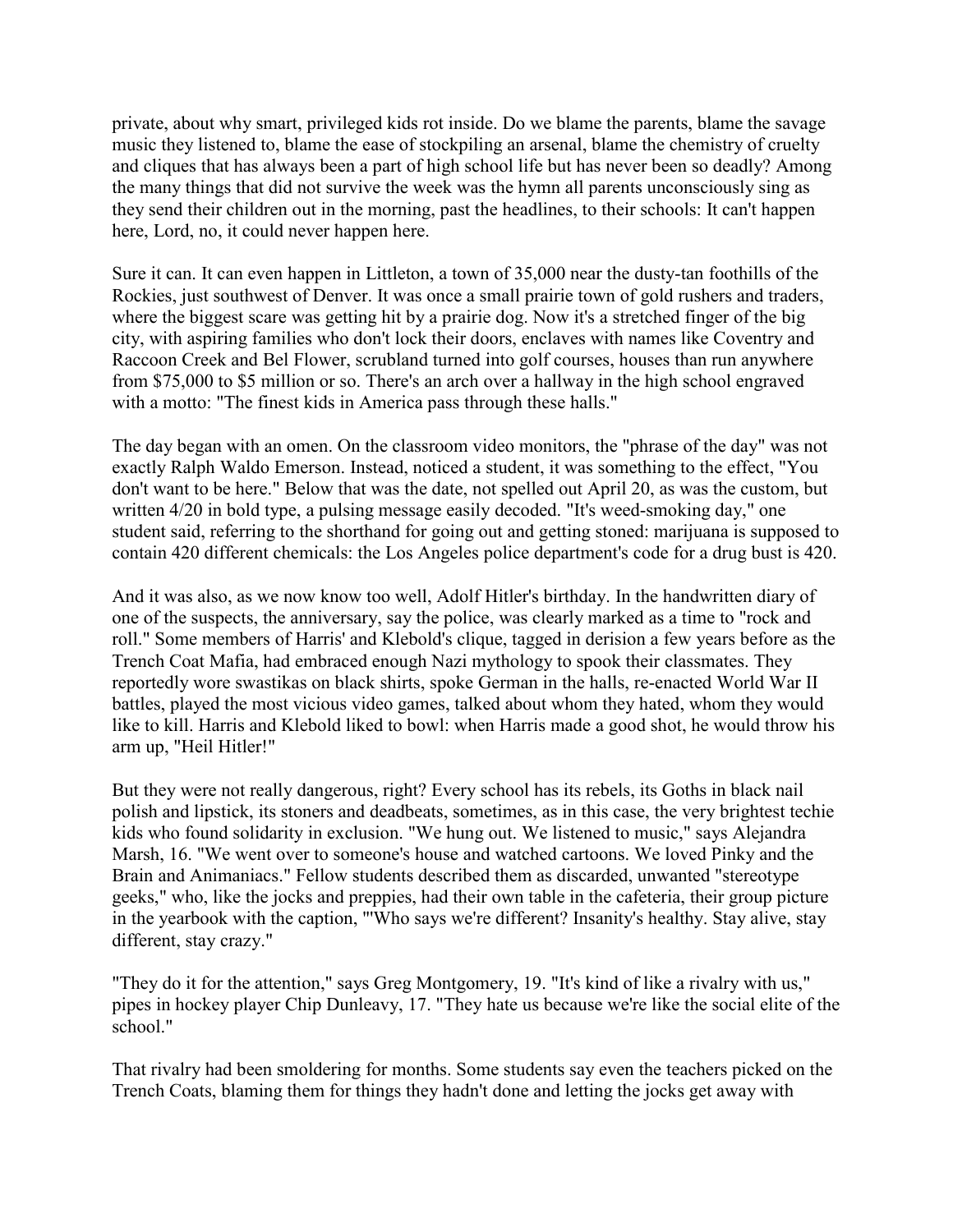private, about why smart, privileged kids rot inside. Do we blame the parents, blame the savage music they listened to, blame the ease of stockpiling an arsenal, blame the chemistry of cruelty and cliques that has always been a part of high school life but has never been so deadly? Among the many things that did not survive the week was the hymn all parents unconsciously sing as they send their children out in the morning, past the headlines, to their schools: It can't happen here, Lord, no, it could never happen here.

Sure it can. It can even happen in Littleton, a town of 35,000 near the dusty-tan foothills of the Rockies, just southwest of Denver. It was once a small prairie town of gold rushers and traders, where the biggest scare was getting hit by a prairie dog. Now it's a stretched finger of the big city, with aspiring families who don't lock their doors, enclaves with names like Coventry and Raccoon Creek and Bel Flower, scrubland turned into golf courses, houses than run anywhere from $75,000 to $5 million or so. There's an arch over a hallway in the high school engraved with a motto: "The finest kids in America pass through these halls."

The day began with an omen. On the classroom video monitors, the "phrase of the day" was not exactly Ralph Waldo Emerson. Instead, noticed a student, it was something to the effect, "You don't want to be here." Below that was the date, not spelled out April 20, as was the custom, but written 4/20 in bold type, a pulsing message easily decoded. "It's weed-smoking day," one student said, referring to the shorthand for going out and getting stoned: marijuana is supposed to contain 420 different chemicals: the Los Angeles police department's code for a drug bust is 420.

And it was also, as we now know too well, Adolf Hitler's birthday. In the handwritten diary of one of the suspects, the anniversary, say the police, was clearly marked as a time to "rock and roll." Some members of Harris' and Klebold's clique, tagged in derision a few years before as the Trench Coat Mafia, had embraced enough Nazi mythology to spook their classmates. They reportedly wore swastikas on black shirts, spoke German in the halls, re-enacted World War II battles, played the most vicious video games, talked about whom they hated, whom they would like to kill. Harris and Klebold liked to bowl: when Harris made a good shot, he would throw his arm up, "Heil Hitler!"

But they were not really dangerous, right? Every school has its rebels, its Goths in black nail polish and lipstick, its stoners and deadbeats, sometimes, as in this case, the very brightest techie kids who found solidarity in exclusion. "We hung out. We listened to music," says Alejandra Marsh, 16. "We went over to someone's house and watched cartoons. We loved Pinky and the Brain and Animaniacs." Fellow students described them as discarded, unwanted "stereotype geeks," who, like the jocks and preppies, had their own table in the cafeteria, their group picture in the yearbook with the caption, "'Who says we're different? Insanity's healthy. Stay alive, stay different, stay crazy."

"They do it for the attention," says Greg Montgomery, 19. "It's kind of like a rivalry with us," pipes in hockey player Chip Dunleavy, 17. "They hate us because we're like the social elite of the school."

That rivalry had been smoldering for months. Some students say even the teachers picked on the Trench Coats, blaming them for things they hadn't done and letting the jocks get away with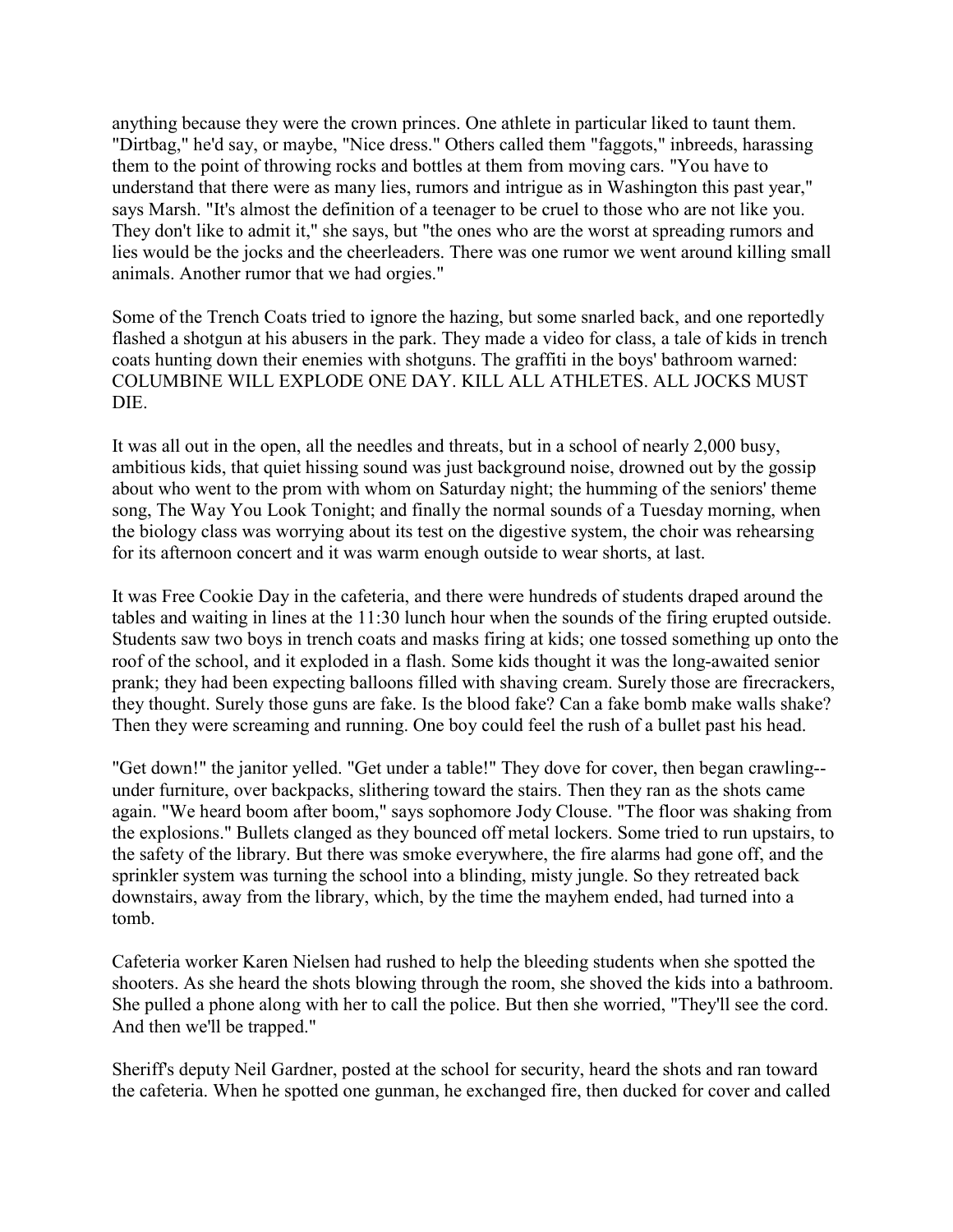anything because they were the crown princes. One athlete in particular liked to taunt them. "Dirtbag," he'd say, or maybe, "Nice dress." Others called them "faggots," inbreeds, harassing them to the point of throwing rocks and bottles at them from moving cars. "You have to understand that there were as many lies, rumors and intrigue as in Washington this past year," says Marsh. "It's almost the definition of a teenager to be cruel to those who are not like you. They don't like to admit it," she says, but "the ones who are the worst at spreading rumors and lies would be the jocks and the cheerleaders. There was one rumor we went around killing small animals. Another rumor that we had orgies."

Some of the Trench Coats tried to ignore the hazing, but some snarled back, and one reportedly flashed a shotgun at his abusers in the park. They made a video for class, a tale of kids in trench coats hunting down their enemies with shotguns. The graffiti in the boys' bathroom warned: COLUMBINE WILL EXPLODE ONE DAY. KILL ALL ATHLETES. ALL JOCKS MUST DIE.

It was all out in the open, all the needles and threats, but in a school of nearly 2,000 busy, ambitious kids, that quiet hissing sound was just background noise, drowned out by the gossip about who went to the prom with whom on Saturday night; the humming of the seniors' theme song, The Way You Look Tonight; and finally the normal sounds of a Tuesday morning, when the biology class was worrying about its test on the digestive system, the choir was rehearsing for its afternoon concert and it was warm enough outside to wear shorts, at last.

It was Free Cookie Day in the cafeteria, and there were hundreds of students draped around the tables and waiting in lines at the 11:30 lunch hour when the sounds of the firing erupted outside. Students saw two boys in trench coats and masks firing at kids; one tossed something up onto the roof of the school, and it exploded in a flash. Some kids thought it was the long-awaited senior prank; they had been expecting balloons filled with shaving cream. Surely those are firecrackers, they thought. Surely those guns are fake. Is the blood fake? Can a fake bomb make walls shake? Then they were screaming and running. One boy could feel the rush of a bullet past his head.

"Get down!" the janitor yelled. "Get under a table!" They dove for cover, then began crawling--under furniture, over backpacks, slithering toward the stairs. Then they ran as the shots came again. "We heard boom after boom," says sophomore Jody Clouse. "The floor was shaking from the explosions." Bullets clanged as they bounced off metal lockers. Some tried to run upstairs, to the safety of the library. But there was smoke everywhere, the fire alarms had gone off, and the sprinkler system was turning the school into a blinding, misty jungle. So they retreated back downstairs, away from the library, which, by the time the mayhem ended, had turned into a tomb.

Cafeteria worker Karen Nielsen had rushed to help the bleeding students when she spotted the shooters. As she heard the shots blowing through the room, she shoved the kids into a bathroom. She pulled a phone along with her to call the police. But then she worried, "They'll see the cord. And then we'll be trapped."

Sheriff's deputy Neil Gardner, posted at the school for security, heard the shots and ran toward the cafeteria. When he spotted one gunman, he exchanged fire, then ducked for cover and called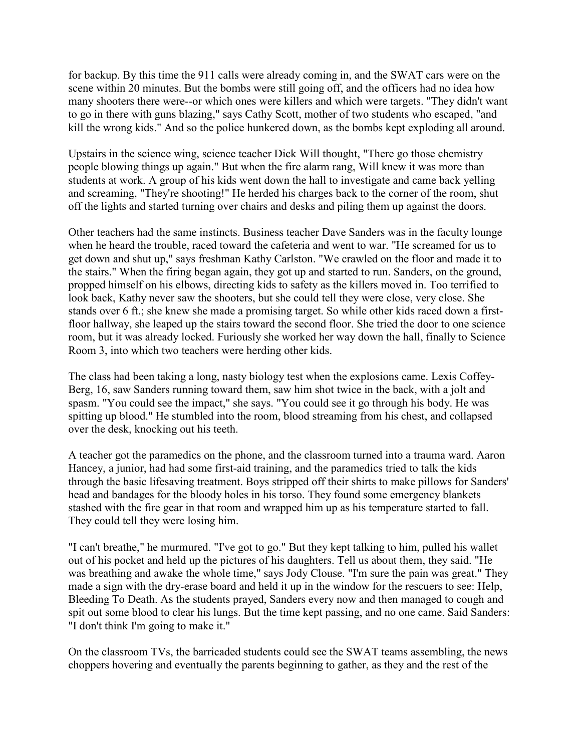for backup. By this time the 911 calls were already coming in, and the SWAT cars were on the scene within 20 minutes. But the bombs were still going off, and the officers had no idea how many shooters there were--or which ones were killers and which were targets. "They didn't want to go in there with guns blazing," says Cathy Scott, mother of two students who escaped, "and kill the wrong kids." And so the police hunkered down, as the bombs kept exploding all around.

Upstairs in the science wing, science teacher Dick Will thought, "There go those chemistry people blowing things up again." But when the fire alarm rang, Will knew it was more than students at work. A group of his kids went down the hall to investigate and came back yelling and screaming, "They're shooting!" He herded his charges back to the corner of the room, shut off the lights and started turning over chairs and desks and piling them up against the doors.

Other teachers had the same instincts. Business teacher Dave Sanders was in the faculty lounge when he heard the trouble, raced toward the cafeteria and went to war. "He screamed for us to get down and shut up," says freshman Kathy Carlston. "We crawled on the floor and made it to the stairs." When the firing began again, they got up and started to run. Sanders, on the ground, propped himself on his elbows, directing kids to safety as the killers moved in. Too terrified to look back, Kathy never saw the shooters, but she could tell they were close, very close. She stands over 6 ft.; she knew she made a promising target. So while other kids raced down a first-floor hallway, she leaped up the stairs toward the second floor. She tried the door to one science room, but it was already locked. Furiously she worked her way down the hall, finally to Science Room 3, into which two teachers were herding other kids.

The class had been taking a long, nasty biology test when the explosions came. Lexis Coffey-Berg, 16, saw Sanders running toward them, saw him shot twice in the back, with a jolt and spasm. "You could see the impact," she says. "You could see it go through his body. He was spitting up blood." He stumbled into the room, blood streaming from his chest, and collapsed over the desk, knocking out his teeth.

A teacher got the paramedics on the phone, and the classroom turned into a trauma ward. Aaron Hancey, a junior, had had some first-aid training, and the paramedics tried to talk the kids through the basic lifesaving treatment. Boys stripped off their shirts to make pillows for Sanders' head and bandages for the bloody holes in his torso. They found some emergency blankets stashed with the fire gear in that room and wrapped him up as his temperature started to fall. They could tell they were losing him.

"I can't breathe," he murmured. "I've got to go." But they kept talking to him, pulled his wallet out of his pocket and held up the pictures of his daughters. Tell us about them, they said. "He was breathing and awake the whole time," says Jody Clouse. "I'm sure the pain was great." They made a sign with the dry-erase board and held it up in the window for the rescuers to see: Help, Bleeding To Death. As the students prayed, Sanders every now and then managed to cough and spit out some blood to clear his lungs. But the time kept passing, and no one came. Said Sanders: "I don't think I'm going to make it."

On the classroom TVs, the barricaded students could see the SWAT teams assembling, the news choppers hovering and eventually the parents beginning to gather, as they and the rest of the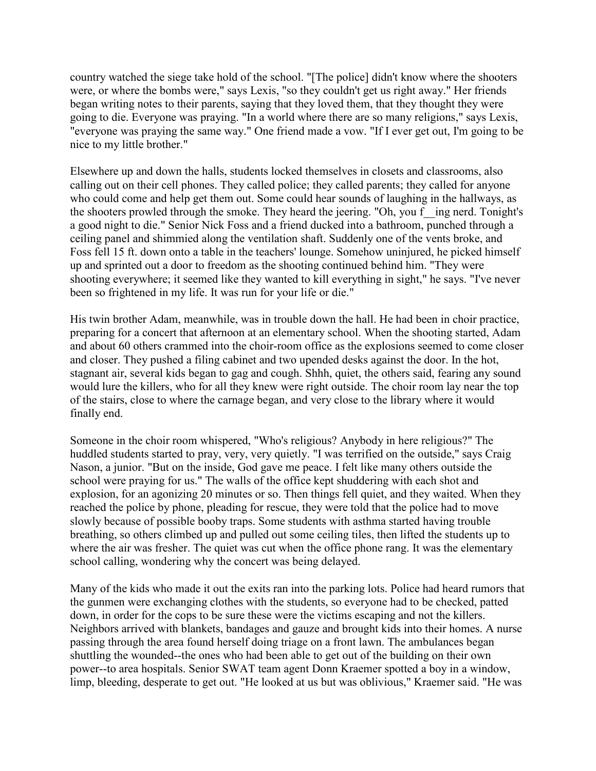country watched the siege take hold of the school. "[The police] didn't know where the shooters were, or where the bombs were," says Lexis, "so they couldn't get us right away." Her friends began writing notes to their parents, saying that they loved them, that they thought they were going to die. Everyone was praying. "In a world where there are so many religions," says Lexis, "everyone was praying the same way." One friend made a vow. "If I ever get out, I'm going to be nice to my little brother."

Elsewhere up and down the halls, students locked themselves in closets and classrooms, also calling out on their cell phones. They called police; they called parents; they called for anyone who could come and help get them out. Some could hear sounds of laughing in the hallways, as the shooters prowled through the smoke. They heard the jeering. "Oh, you f__ing nerd. Tonight's a good night to die." Senior Nick Foss and a friend ducked into a bathroom, punched through a ceiling panel and shimmied along the ventilation shaft. Suddenly one of the vents broke, and Foss fell 15 ft. down onto a table in the teachers' lounge. Somehow uninjured, he picked himself up and sprinted out a door to freedom as the shooting continued behind him. "They were shooting everywhere; it seemed like they wanted to kill everything in sight," he says. "I've never been so frightened in my life. It was run for your life or die."

His twin brother Adam, meanwhile, was in trouble down the hall. He had been in choir practice, preparing for a concert that afternoon at an elementary school. When the shooting started, Adam and about 60 others crammed into the choir-room office as the explosions seemed to come closer and closer. They pushed a filing cabinet and two upended desks against the door. In the hot, stagnant air, several kids began to gag and cough. Shhh, quiet, the others said, fearing any sound would lure the killers, who for all they knew were right outside. The choir room lay near the top of the stairs, close to where the carnage began, and very close to the library where it would finally end.

Someone in the choir room whispered, "Who's religious? Anybody in here religious?" The huddled students started to pray, very, very quietly. "I was terrified on the outside," says Craig Nason, a junior. "But on the inside, God gave me peace. I felt like many others outside the school were praying for us." The walls of the office kept shuddering with each shot and explosion, for an agonizing 20 minutes or so. Then things fell quiet, and they waited. When they reached the police by phone, pleading for rescue, they were told that the police had to move slowly because of possible booby traps. Some students with asthma started having trouble breathing, so others climbed up and pulled out some ceiling tiles, then lifted the students up to where the air was fresher. The quiet was cut when the office phone rang. It was the elementary school calling, wondering why the concert was being delayed.

Many of the kids who made it out the exits ran into the parking lots. Police had heard rumors that the gunmen were exchanging clothes with the students, so everyone had to be checked, patted down, in order for the cops to be sure these were the victims escaping and not the killers. Neighbors arrived with blankets, bandages and gauze and brought kids into their homes. A nurse passing through the area found herself doing triage on a front lawn. The ambulances began shuttling the wounded--the ones who had been able to get out of the building on their own power--to area hospitals. Senior SWAT team agent Donn Kraemer spotted a boy in a window, limp, bleeding, desperate to get out. "He looked at us but was oblivious," Kraemer said. "He was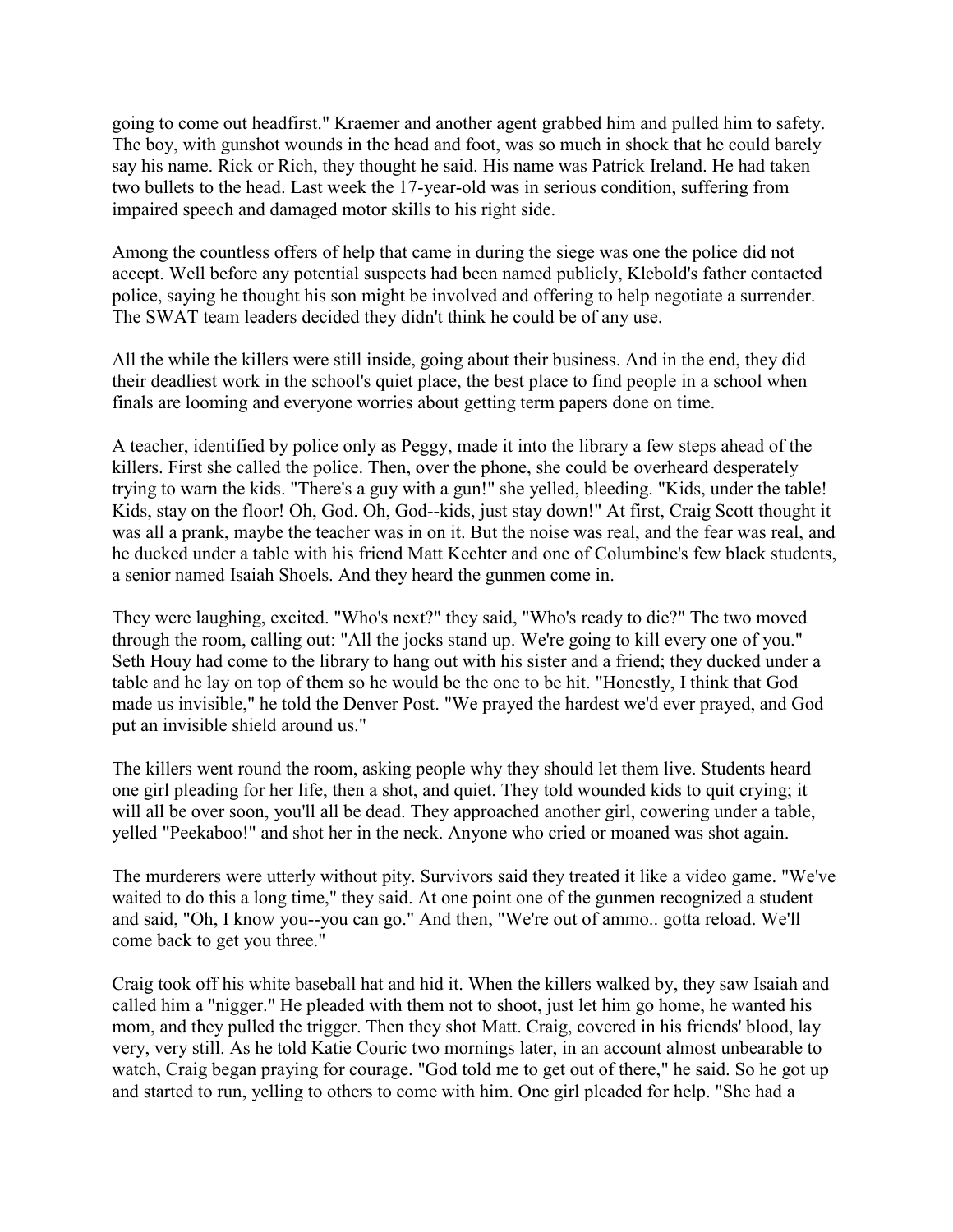going to come out headfirst." Kraemer and another agent grabbed him and pulled him to safety. The boy, with gunshot wounds in the head and foot, was so much in shock that he could barely say his name. Rick or Rich, they thought he said. His name was Patrick Ireland. He had taken two bullets to the head. Last week the 17-year-old was in serious condition, suffering from impaired speech and damaged motor skills to his right side.

Among the countless offers of help that came in during the siege was one the police did not accept. Well before any potential suspects had been named publicly, Klebold's father contacted police, saying he thought his son might be involved and offering to help negotiate a surrender. The SWAT team leaders decided they didn't think he could be of any use.

All the while the killers were still inside, going about their business. And in the end, they did their deadliest work in the school's quiet place, the best place to find people in a school when finals are looming and everyone worries about getting term papers done on time.

A teacher, identified by police only as Peggy, made it into the library a few steps ahead of the killers. First she called the police. Then, over the phone, she could be overheard desperately trying to warn the kids. "There's a guy with a gun!" she yelled, bleeding. "Kids, under the table! Kids, stay on the floor! Oh, God. Oh, God--kids, just stay down!" At first, Craig Scott thought it was all a prank, maybe the teacher was in on it. But the noise was real, and the fear was real, and he ducked under a table with his friend Matt Kechter and one of Columbine's few black students, a senior named Isaiah Shoels. And they heard the gunmen come in.

They were laughing, excited. "Who's next?" they said, "Who's ready to die?" The two moved through the room, calling out: "All the jocks stand up. We're going to kill every one of you." Seth Houy had come to the library to hang out with his sister and a friend; they ducked under a table and he lay on top of them so he would be the one to be hit. "Honestly, I think that God made us invisible," he told the Denver Post. "We prayed the hardest we'd ever prayed, and God put an invisible shield around us."

The killers went round the room, asking people why they should let them live. Students heard one girl pleading for her life, then a shot, and quiet. They told wounded kids to quit crying; it will all be over soon, you'll all be dead. They approached another girl, cowering under a table, yelled "Peekaboo!" and shot her in the neck. Anyone who cried or moaned was shot again.

The murderers were utterly without pity. Survivors said they treated it like a video game. "We've waited to do this a long time," they said. At one point one of the gunmen recognized a student and said, "Oh, I know you--you can go." And then, "We're out of ammo.. gotta reload. We'll come back to get you three."

Craig took off his white baseball hat and hid it. When the killers walked by, they saw Isaiah and called him a "nigger." He pleaded with them not to shoot, just let him go home, he wanted his mom, and they pulled the trigger. Then they shot Matt. Craig, covered in his friends' blood, lay very, very still. As he told Katie Couric two mornings later, in an account almost unbearable to watch, Craig began praying for courage. "God told me to get out of there," he said. So he got up and started to run, yelling to others to come with him. One girl pleaded for help. "She had a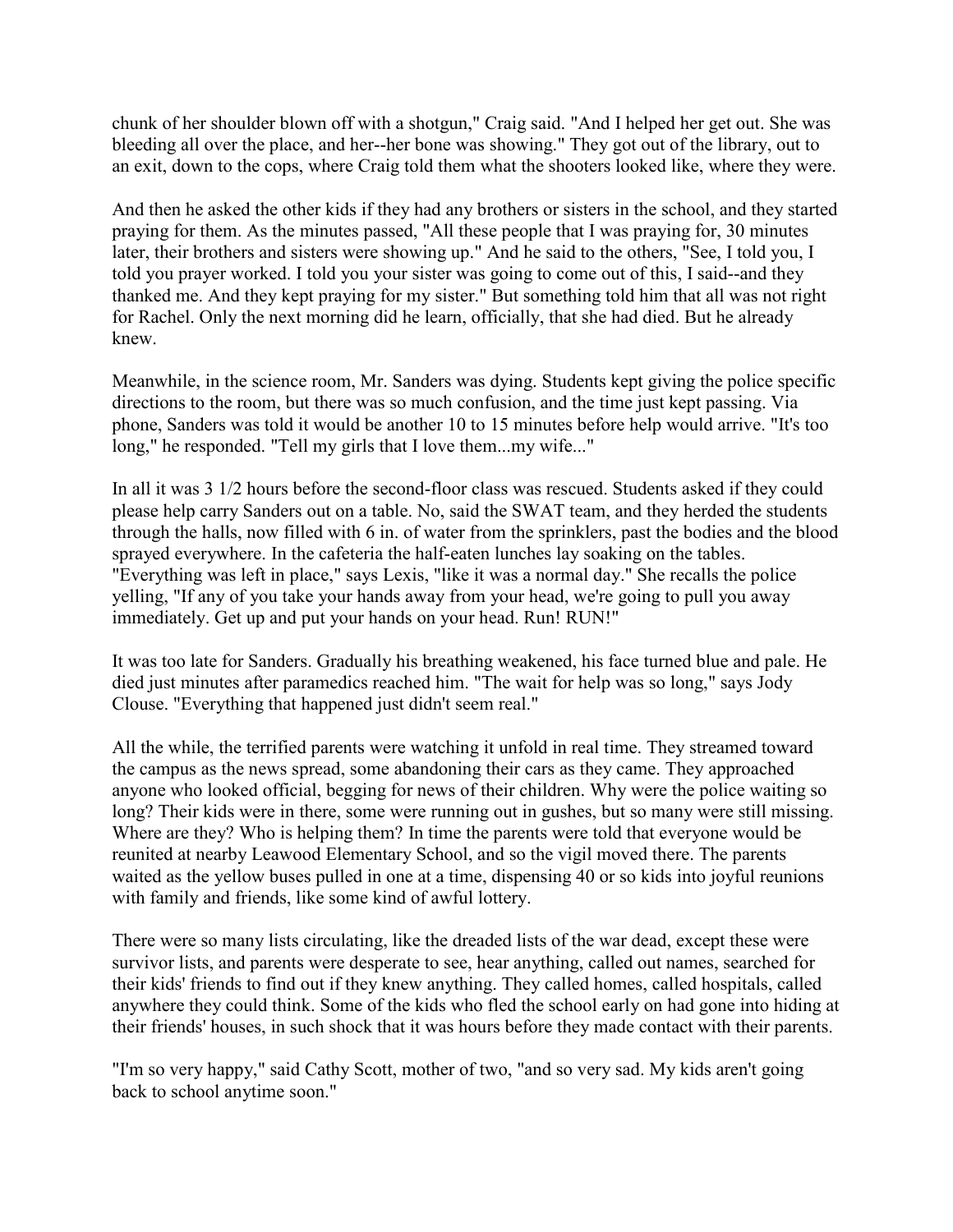chunk of her shoulder blown off with a shotgun," Craig said. "And I helped her get out. She was bleeding all over the place, and her--her bone was showing." They got out of the library, out to an exit, down to the cops, where Craig told them what the shooters looked like, where they were.

And then he asked the other kids if they had any brothers or sisters in the school, and they started praying for them. As the minutes passed, "All these people that I was praying for, 30 minutes later, their brothers and sisters were showing up." And he said to the others, "See, I told you, I told you prayer worked. I told you your sister was going to come out of this, I said--and they thanked me. And they kept praying for my sister." But something told him that all was not right for Rachel. Only the next morning did he learn, officially, that she had died. But he already knew.

Meanwhile, in the science room, Mr. Sanders was dying. Students kept giving the police specific directions to the room, but there was so much confusion, and the time just kept passing. Via phone, Sanders was told it would be another 10 to 15 minutes before help would arrive. "It's too long," he responded. "Tell my girls that I love them...my wife..."

In all it was 3 1/2 hours before the second-floor class was rescued. Students asked if they could please help carry Sanders out on a table. No, said the SWAT team, and they herded the students through the halls, now filled with 6 in. of water from the sprinklers, past the bodies and the blood sprayed everywhere. In the cafeteria the half-eaten lunches lay soaking on the tables. "Everything was left in place," says Lexis, "like it was a normal day." She recalls the police yelling, "If any of you take your hands away from your head, we're going to pull you away immediately. Get up and put your hands on your head. Run! RUN!"

It was too late for Sanders. Gradually his breathing weakened, his face turned blue and pale. He died just minutes after paramedics reached him. "The wait for help was so long," says Jody Clouse. "Everything that happened just didn't seem real."

All the while, the terrified parents were watching it unfold in real time. They streamed toward the campus as the news spread, some abandoning their cars as they came. They approached anyone who looked official, begging for news of their children. Why were the police waiting so long? Their kids were in there, some were running out in gushes, but so many were still missing. Where are they? Who is helping them? In time the parents were told that everyone would be reunited at nearby Leawood Elementary School, and so the vigil moved there. The parents waited as the yellow buses pulled in one at a time, dispensing 40 or so kids into joyful reunions with family and friends, like some kind of awful lottery.

There were so many lists circulating, like the dreaded lists of the war dead, except these were survivor lists, and parents were desperate to see, hear anything, called out names, searched for their kids' friends to find out if they knew anything. They called homes, called hospitals, called anywhere they could think. Some of the kids who fled the school early on had gone into hiding at their friends' houses, in such shock that it was hours before they made contact with their parents.

"I'm so very happy," said Cathy Scott, mother of two, "and so very sad. My kids aren't going back to school anytime soon."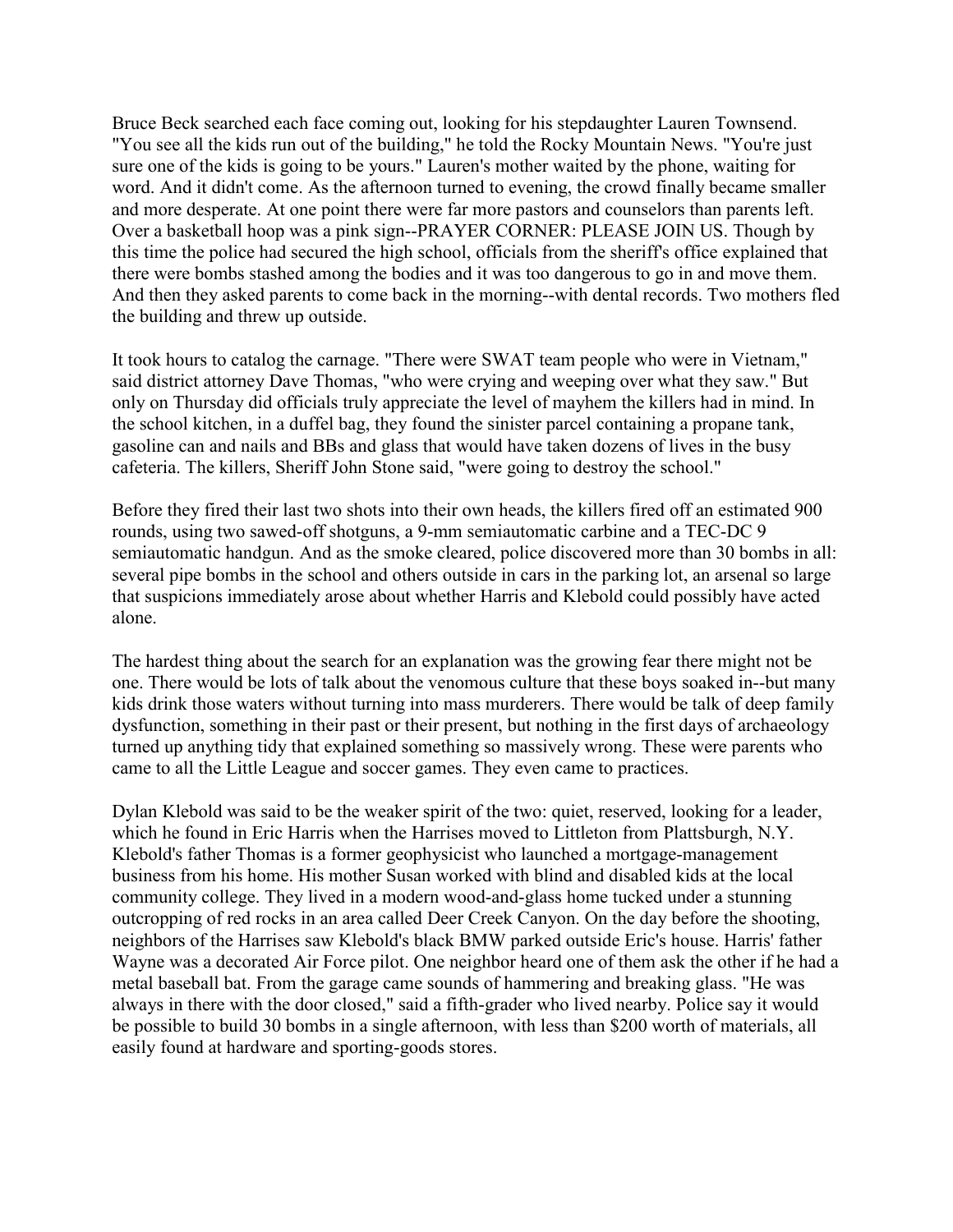Bruce Beck searched each face coming out, looking for his stepdaughter Lauren Townsend. "You see all the kids run out of the building," he told the Rocky Mountain News. "You're just sure one of the kids is going to be yours." Lauren's mother waited by the phone, waiting for word. And it didn't come. As the afternoon turned to evening, the crowd finally became smaller and more desperate. At one point there were far more pastors and counselors than parents left. Over a basketball hoop was a pink sign--PRAYER CORNER: PLEASE JOIN US. Though by this time the police had secured the high school, officials from the sheriff's office explained that there were bombs stashed among the bodies and it was too dangerous to go in and move them. And then they asked parents to come back in the morning--with dental records. Two mothers fled the building and threw up outside.

It took hours to catalog the carnage. "There were SWAT team people who were in Vietnam," said district attorney Dave Thomas, "who were crying and weeping over what they saw." But only on Thursday did officials truly appreciate the level of mayhem the killers had in mind. In the school kitchen, in a duffel bag, they found the sinister parcel containing a propane tank, gasoline can and nails and BBs and glass that would have taken dozens of lives in the busy cafeteria. The killers, Sheriff John Stone said, "were going to destroy the school."

Before they fired their last two shots into their own heads, the killers fired off an estimated 900 rounds, using two sawed-off shotguns, a 9-mm semiautomatic carbine and a TEC-DC 9 semiautomatic handgun. And as the smoke cleared, police discovered more than 30 bombs in all: several pipe bombs in the school and others outside in cars in the parking lot, an arsenal so large that suspicions immediately arose about whether Harris and Klebold could possibly have acted alone.

The hardest thing about the search for an explanation was the growing fear there might not be one. There would be lots of talk about the venomous culture that these boys soaked in--but many kids drink those waters without turning into mass murderers. There would be talk of deep family dysfunction, something in their past or their present, but nothing in the first days of archaeology turned up anything tidy that explained something so massively wrong. These were parents who came to all the Little League and soccer games. They even came to practices.

Dylan Klebold was said to be the weaker spirit of the two: quiet, reserved, looking for a leader, which he found in Eric Harris when the Harrises moved to Littleton from Plattsburgh, N.Y. Klebold's father Thomas is a former geophysicist who launched a mortgage-management business from his home. His mother Susan worked with blind and disabled kids at the local community college. They lived in a modern wood-and-glass home tucked under a stunning outcropping of red rocks in an area called Deer Creek Canyon. On the day before the shooting, neighbors of the Harrises saw Klebold's black BMW parked outside Eric's house. Harris' father Wayne was a decorated Air Force pilot. One neighbor heard one of them ask the other if he had a metal baseball bat. From the garage came sounds of hammering and breaking glass. "He was always in there with the door closed," said a fifth-grader who lived nearby. Police say it would be possible to build 30 bombs in a single afternoon, with less than $200 worth of materials, all easily found at hardware and sporting-goods stores.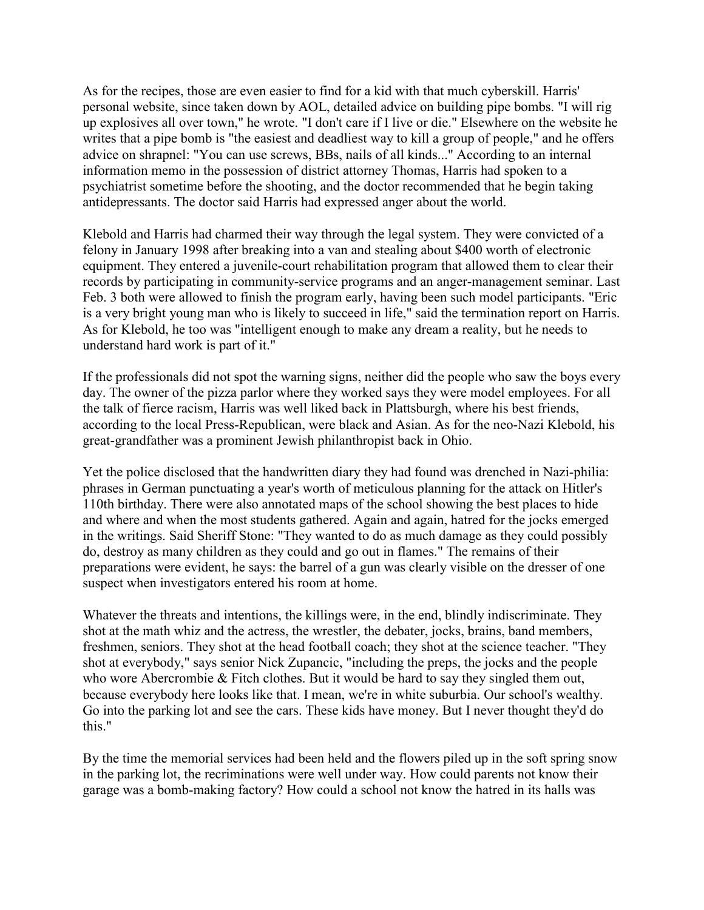As for the recipes, those are even easier to find for a kid with that much cyberskill. Harris' personal website, since taken down by AOL, detailed advice on building pipe bombs. "I will rig up explosives all over town," he wrote. "I don't care if I live or die." Elsewhere on the website he writes that a pipe bomb is "the easiest and deadliest way to kill a group of people," and he offers advice on shrapnel: "You can use screws, BBs, nails of all kinds..." According to an internal information memo in the possession of district attorney Thomas, Harris had spoken to a psychiatrist sometime before the shooting, and the doctor recommended that he begin taking antidepressants. The doctor said Harris had expressed anger about the world.

Klebold and Harris had charmed their way through the legal system. They were convicted of a felony in January 1998 after breaking into a van and stealing about $400 worth of electronic equipment. They entered a juvenile-court rehabilitation program that allowed them to clear their records by participating in community-service programs and an anger-management seminar. Last Feb. 3 both were allowed to finish the program early, having been such model participants. "Eric is a very bright young man who is likely to succeed in life," said the termination report on Harris. As for Klebold, he too was "intelligent enough to make any dream a reality, but he needs to understand hard work is part of it."

If the professionals did not spot the warning signs, neither did the people who saw the boys every day. The owner of the pizza parlor where they worked says they were model employees. For all the talk of fierce racism, Harris was well liked back in Plattsburgh, where his best friends, according to the local Press-Republican, were black and Asian. As for the neo-Nazi Klebold, his great-grandfather was a prominent Jewish philanthropist back in Ohio.

Yet the police disclosed that the handwritten diary they had found was drenched in Nazi-philia: phrases in German punctuating a year's worth of meticulous planning for the attack on Hitler's 110th birthday. There were also annotated maps of the school showing the best places to hide and where and when the most students gathered. Again and again, hatred for the jocks emerged in the writings. Said Sheriff Stone: "They wanted to do as much damage as they could possibly do, destroy as many children as they could and go out in flames." The remains of their preparations were evident, he says: the barrel of a gun was clearly visible on the dresser of one suspect when investigators entered his room at home.

Whatever the threats and intentions, the killings were, in the end, blindly indiscriminate. They shot at the math whiz and the actress, the wrestler, the debater, jocks, brains, band members, freshmen, seniors. They shot at the head football coach; they shot at the science teacher. "They shot at everybody," says senior Nick Zupancic, "including the preps, the jocks and the people who wore Abercrombie & Fitch clothes. But it would be hard to say they singled them out, because everybody here looks like that. I mean, we're in white suburbia. Our school's wealthy. Go into the parking lot and see the cars. These kids have money. But I never thought they'd do this."

By the time the memorial services had been held and the flowers piled up in the soft spring snow in the parking lot, the recriminations were well under way. How could parents not know their garage was a bomb-making factory? How could a school not know the hatred in its halls was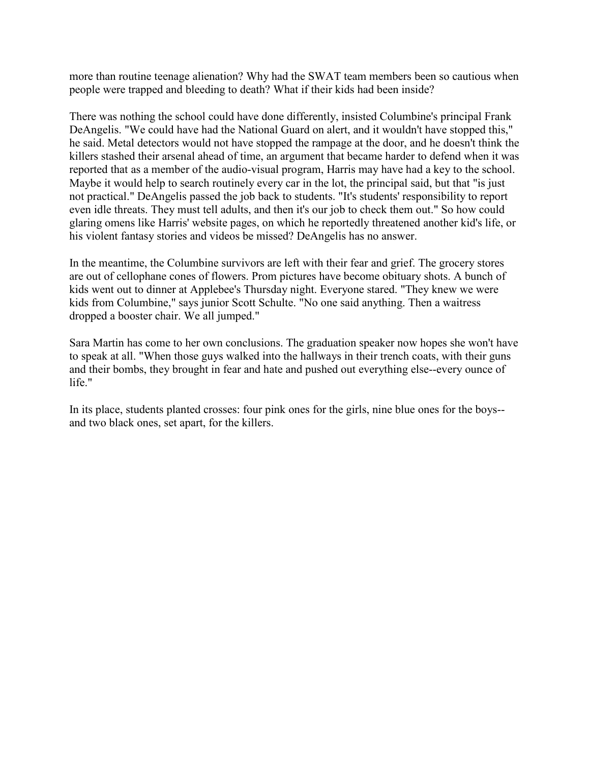more than routine teenage alienation? Why had the SWAT team members been so cautious when people were trapped and bleeding to death? What if their kids had been inside?

There was nothing the school could have done differently, insisted Columbine's principal Frank DeAngelis. "We could have had the National Guard on alert, and it wouldn't have stopped this," he said. Metal detectors would not have stopped the rampage at the door, and he doesn't think the killers stashed their arsenal ahead of time, an argument that became harder to defend when it was reported that as a member of the audio-visual program, Harris may have had a key to the school. Maybe it would help to search routinely every car in the lot, the principal said, but that "is just not practical." DeAngelis passed the job back to students. "It's students' responsibility to report even idle threats. They must tell adults, and then it's our job to check them out." So how could glaring omens like Harris' website pages, on which he reportedly threatened another kid's life, or his violent fantasy stories and videos be missed? DeAngelis has no answer.

In the meantime, the Columbine survivors are left with their fear and grief. The grocery stores are out of cellophane cones of flowers. Prom pictures have become obituary shots. A bunch of kids went out to dinner at Applebee's Thursday night. Everyone stared. "They knew we were kids from Columbine," says junior Scott Schulte. "No one said anything. Then a waitress dropped a booster chair. We all jumped."

Sara Martin has come to her own conclusions. The graduation speaker now hopes she won't have to speak at all. "When those guys walked into the hallways in their trench coats, with their guns and their bombs, they brought in fear and hate and pushed out everything else--every ounce of life."

In its place, students planted crosses: four pink ones for the girls, nine blue ones for the boys--and two black ones, set apart, for the killers.